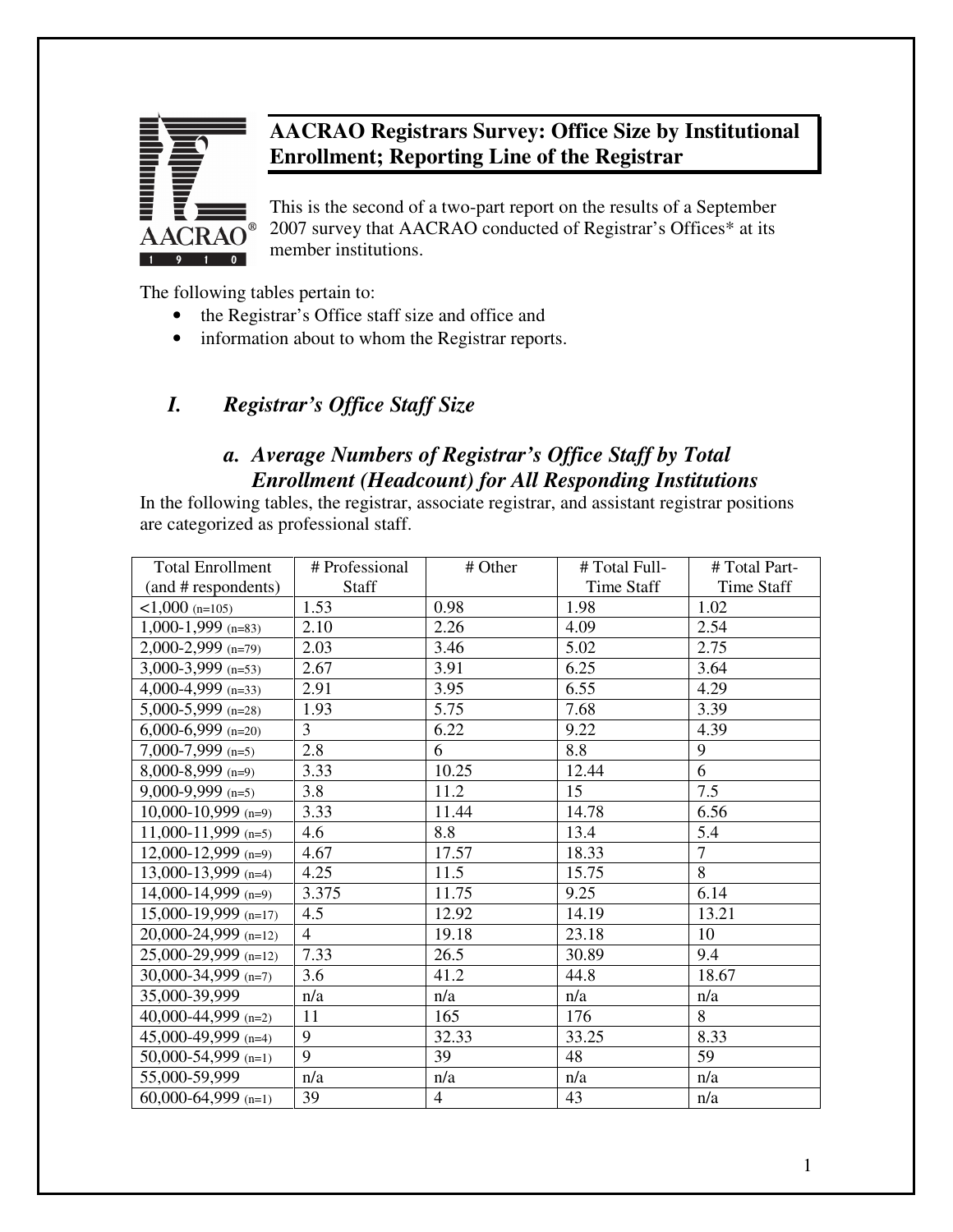# AACRAO Registrars Survey: Office Size by Institutional Enrollment; Reporting Line of the Registrar

This is the second of a two-part report on the results of a September 2007 survey that AACRAO conducted of Registrar's Offices* at its member institutions.

The following tables pertain to:

- the Registrar's Office staff size and office and
- information about to whom the Registrar reports.

## *I. Registrar's Office Staff Size*

### *a. Average Numbers of Registrar's Office Staff by Total Enrollment (Headcount) for All Responding Institutions*

In the following tables, the registrar, associate registrar, and assistant registrar positions are categorized as professional staff.

| Total Enrollment (and # respondents) | # Professional Staff | # Other | # Total Full-Time Staff | # Total Part-Time Staff |
|---|---|---|---|---|
| <1,000 (n=105) | 1.53 | 0.98 | 1.98 | 1.02 |
| 1,000-1,999 (n=83) | 2.10 | 2.26 | 4.09 | 2.54 |
| 2,000-2,999 (n=79) | 2.03 | 3.46 | 5.02 | 2.75 |
| 3,000-3,999 (n=53) | 2.67 | 3.91 | 6.25 | 3.64 |
| 4,000-4,999 (n=33) | 2.91 | 3.95 | 6.55 | 4.29 |
| 5,000-5,999 (n=28) | 1.93 | 5.75 | 7.68 | 3.39 |
| 6,000-6,999 (n=20) | 3 | 6.22 | 9.22 | 4.39 |
| 7,000-7,999 (n=5) | 2.8 | 6 | 8.8 | 9 |
| 8,000-8,999 (n=9) | 3.33 | 10.25 | 12.44 | 6 |
| 9,000-9,999 (n=5) | 3.8 | 11.2 | 15 | 7.5 |
| 10,000-10,999 (n=9) | 3.33 | 11.44 | 14.78 | 6.56 |
| 11,000-11,999 (n=5) | 4.6 | 8.8 | 13.4 | 5.4 |
| 12,000-12,999 (n=9) | 4.67 | 17.57 | 18.33 | 7 |
| 13,000-13,999 (n=4) | 4.25 | 11.5 | 15.75 | 8 |
| 14,000-14,999 (n=9) | 3.375 | 11.75 | 9.25 | 6.14 |
| 15,000-19,999 (n=17) | 4.5 | 12.92 | 14.19 | 13.21 |
| 20,000-24,999 (n=12) | 4 | 19.18 | 23.18 | 10 |
| 25,000-29,999 (n=12) | 7.33 | 26.5 | 30.89 | 9.4 |
| 30,000-34,999 (n=7) | 3.6 | 41.2 | 44.8 | 18.67 |
| 35,000-39,999 | n/a | n/a | n/a | n/a |
| 40,000-44,999 (n=2) | 11 | 165 | 176 | 8 |
| 45,000-49,999 (n=4) | 9 | 32.33 | 33.25 | 8.33 |
| 50,000-54,999 (n=1) | 9 | 39 | 48 | 59 |
| 55,000-59,999 | n/a | n/a | n/a | n/a |
| 60,000-64,999 (n=1) | 39 | 4 | 43 | n/a |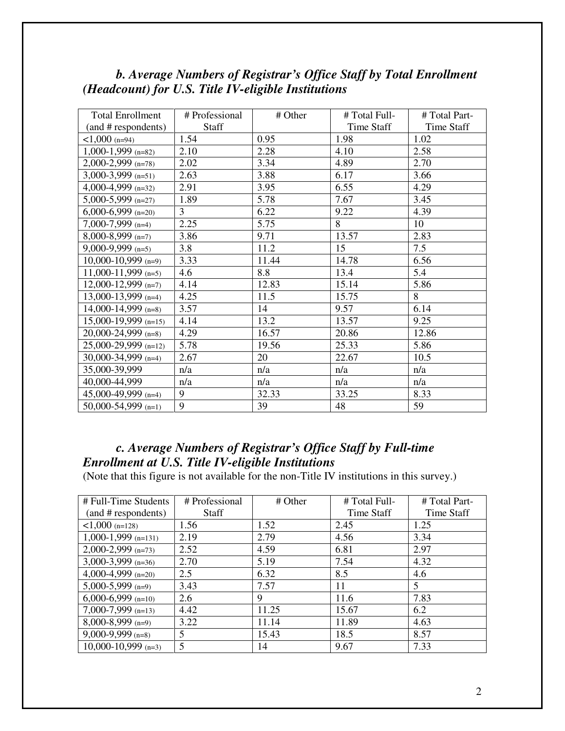### *b. Average Numbers of Registrar's Office Staff by Total Enrollment (Headcount) for U.S. Title IV-eligible Institutions*

| Total Enrollment (and # respondents) | # Professional Staff | # Other | # Total Full-Time Staff | # Total Part-Time Staff |
|---|---|---|---|---|
| <1,000 (n=94) | 1.54 | 0.95 | 1.98 | 1.02 |
| 1,000-1,999 (n=82) | 2.10 | 2.28 | 4.10 | 2.58 |
| 2,000-2,999 (n=78) | 2.02 | 3.34 | 4.89 | 2.70 |
| 3,000-3,999 (n=51) | 2.63 | 3.88 | 6.17 | 3.66 |
| 4,000-4,999 (n=32) | 2.91 | 3.95 | 6.55 | 4.29 |
| 5,000-5,999 (n=27) | 1.89 | 5.78 | 7.67 | 3.45 |
| 6,000-6,999 (n=20) | 3 | 6.22 | 9.22 | 4.39 |
| 7,000-7,999 (n=4) | 2.25 | 5.75 | 8 | 10 |
| 8,000-8,999 (n=7) | 3.86 | 9.71 | 13.57 | 2.83 |
| 9,000-9,999 (n=5) | 3.8 | 11.2 | 15 | 7.5 |
| 10,000-10,999 (n=9) | 3.33 | 11.44 | 14.78 | 6.56 |
| 11,000-11,999 (n=5) | 4.6 | 8.8 | 13.4 | 5.4 |
| 12,000-12,999 (n=7) | 4.14 | 12.83 | 15.14 | 5.86 |
| 13,000-13,999 (n=4) | 4.25 | 11.5 | 15.75 | 8 |
| 14,000-14,999 (n=8) | 3.57 | 14 | 9.57 | 6.14 |
| 15,000-19,999 (n=15) | 4.14 | 13.2 | 13.57 | 9.25 |
| 20,000-24,999 (n=8) | 4.29 | 16.57 | 20.86 | 12.86 |
| 25,000-29,999 (n=12) | 5.78 | 19.56 | 25.33 | 5.86 |
| 30,000-34,999 (n=4) | 2.67 | 20 | 22.67 | 10.5 |
| 35,000-39,999 | n/a | n/a | n/a | n/a |
| 40,000-44,999 | n/a | n/a | n/a | n/a |
| 45,000-49,999 (n=4) | 9 | 32.33 | 33.25 | 8.33 |
| 50,000-54,999 (n=1) | 9 | 39 | 48 | 59 |

### *c. Average Numbers of Registrar's Office Staff by Full-time Enrollment at U.S. Title IV-eligible Institutions*

(Note that this figure is not available for the non-Title IV institutions in this survey.)

| # Full-Time Students (and # respondents) | # Professional Staff | # Other | # Total Full-Time Staff | # Total Part-Time Staff |
|---|---|---|---|---|
| <1,000 (n=128) | 1.56 | 1.52 | 2.45 | 1.25 |
| 1,000-1,999 (n=131) | 2.19 | 2.79 | 4.56 | 3.34 |
| 2,000-2,999 (n=73) | 2.52 | 4.59 | 6.81 | 2.97 |
| 3,000-3,999 (n=36) | 2.70 | 5.19 | 7.54 | 4.32 |
| 4,000-4,999 (n=20) | 2.5 | 6.32 | 8.5 | 4.6 |
| 5,000-5,999 (n=9) | 3.43 | 7.57 | 11 | 5 |
| 6,000-6,999 (n=10) | 2.6 | 9 | 11.6 | 7.83 |
| 7,000-7,999 (n=13) | 4.42 | 11.25 | 15.67 | 6.2 |
| 8,000-8,999 (n=9) | 3.22 | 11.14 | 11.89 | 4.63 |
| 9,000-9,999 (n=8) | 5 | 15.43 | 18.5 | 8.57 |
| 10,000-10,999 (n=3) | 5 | 14 | 9.67 | 7.33 |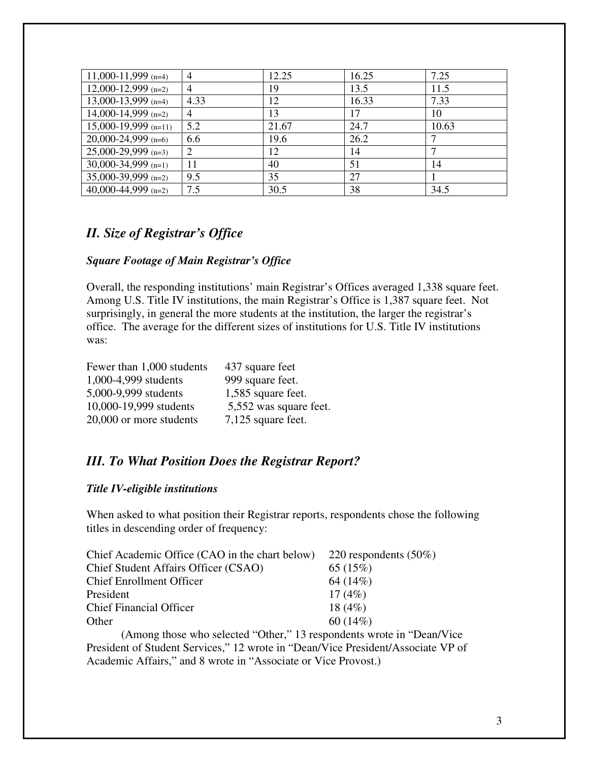| 11,000-11,999 (n=4) | 4 | 12.25 | 16.25 | 7.25 |
|---|---|---|---|---|
| 12,000-12,999 (n=2) | 4 | 19 | 13.5 | 11.5 |
| 13,000-13,999 (n=4) | 4.33 | 12 | 16.33 | 7.33 |
| 14,000-14,999 (n=2) | 4 | 13 | 17 | 10 |
| 15,000-19,999 (n=11) | 5.2 | 21.67 | 24.7 | 10.63 |
| 20,000-24,999 (n=6) | 6.6 | 19.6 | 26.2 | 7 |
| 25,000-29,999 (n=3) | 2 | 12 | 14 | 7 |
| 30,000-34,999 (n=1) | 11 | 40 | 51 | 14 |
| 35,000-39,999 (n=2) | 9.5 | 35 | 27 | 1 |
| 40,000-44,999 (n=2) | 7.5 | 30.5 | 38 | 34.5 |

## *II. Size of Registrar's Office*

### *Square Footage of Main Registrar's Office*

Overall, the responding institutions' main Registrar's Offices averaged 1,338 square feet. Among U.S. Title IV institutions, the main Registrar's Office is 1,387 square feet. Not surprisingly, in general the more students at the institution, the larger the registrar's office. The average for the different sizes of institutions for U.S. Title IV institutions was:

| | |
|---|---|
| Fewer than 1,000 students | 437 square feet |
| 1,000-4,999 students | 999 square feet. |
| 5,000-9,999 students | 1,585 square feet. |
| 10,000-19,999 students | 5,552 was square feet. |
| 20,000 or more students | 7,125 square feet. |

## *III. To What Position Does the Registrar Report?*

### *Title IV-eligible institutions*

When asked to what position their Registrar reports, respondents chose the following titles in descending order of frequency:

| | |
|---|---|
| Chief Academic Office (CAO in the chart below) | 220 respondents (50%) |
| Chief Student Affairs Officer (CSAO) | 65 (15%) |
| Chief Enrollment Officer | 64 (14%) |
| President | 17 (4%) |
| Chief Financial Officer | 18 (4%) |
| Other | 60 (14%) |

(Among those who selected "Other," 13 respondents wrote in "Dean/Vice President of Student Services," 12 wrote in "Dean/Vice President/Associate VP of Academic Affairs," and 8 wrote in "Associate or Vice Provost.)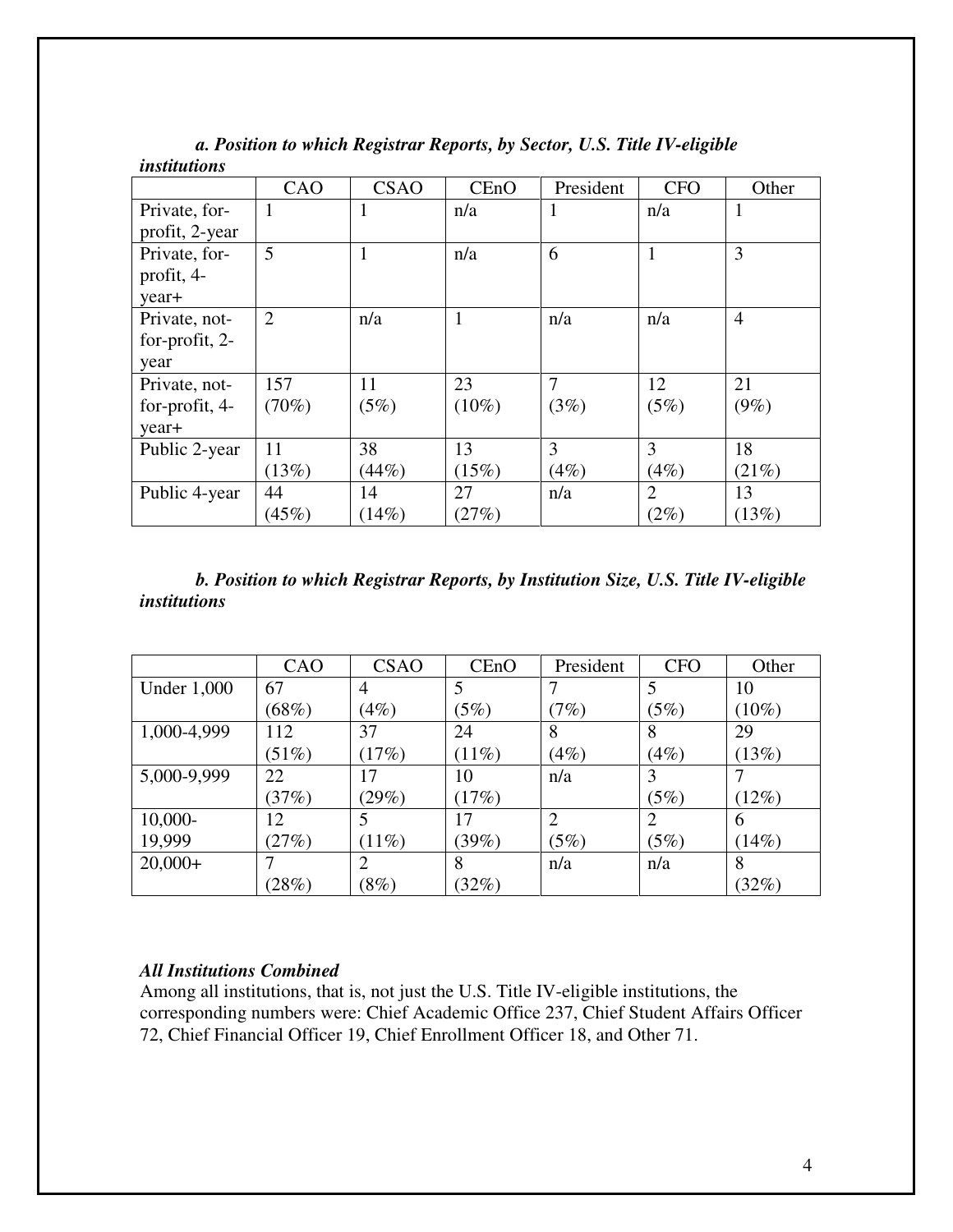***a. Position to which Registrar Reports, by Sector, U.S. Title IV-eligible institutions***

| | CAO | CSAO | CEnO | President | CFO | Other |
|---|---|---|---|---|---|---|
| Private, for-profit, 2-year | 1 | 1 | n/a | 1 | n/a | 1 |
| Private, for-profit, 4-year+ | 5 | 1 | n/a | 6 | 1 | 3 |
| Private, not-for-profit, 2-year | 2 | n/a | 1 | n/a | n/a | 4 |
| Private, not-for-profit, 4-year+ | 157 (70%) | 11 (5%) | 23 (10%) | 7 (3%) | 12 (5%) | 21 (9%) |
| Public 2-year | 11 (13%) | 38 (44%) | 13 (15%) | 3 (4%) | 3 (4%) | 18 (21%) |
| Public 4-year | 44 (45%) | 14 (14%) | 27 (27%) | n/a | 2 (2%) | 13 (13%) |

***b. Position to which Registrar Reports, by Institution Size, U.S. Title IV-eligible institutions***

| | CAO | CSAO | CEnO | President | CFO | Other |
|---|---|---|---|---|---|---|
| Under 1,000 | 67 (68%) | 4 (4%) | 5 (5%) | 7 (7%) | 5 (5%) | 10 (10%) |
| 1,000-4,999 | 112 (51%) | 37 (17%) | 24 (11%) | 8 (4%) | 8 (4%) | 29 (13%) |
| 5,000-9,999 | 22 (37%) | 17 (29%) | 10 (17%) | n/a | 3 (5%) | 7 (12%) |
| 10,000-19,999 | 12 (27%) | 5 (11%) | 17 (39%) | 2 (5%) | 2 (5%) | 6 (14%) |
| 20,000+ | 7 (28%) | 2 (8%) | 8 (32%) | n/a | n/a | 8 (32%) |

***All Institutions Combined***

Among all institutions, that is, not just the U.S. Title IV-eligible institutions, the corresponding numbers were: Chief Academic Office 237, Chief Student Affairs Officer 72, Chief Financial Officer 19, Chief Enrollment Officer 18, and Other 71.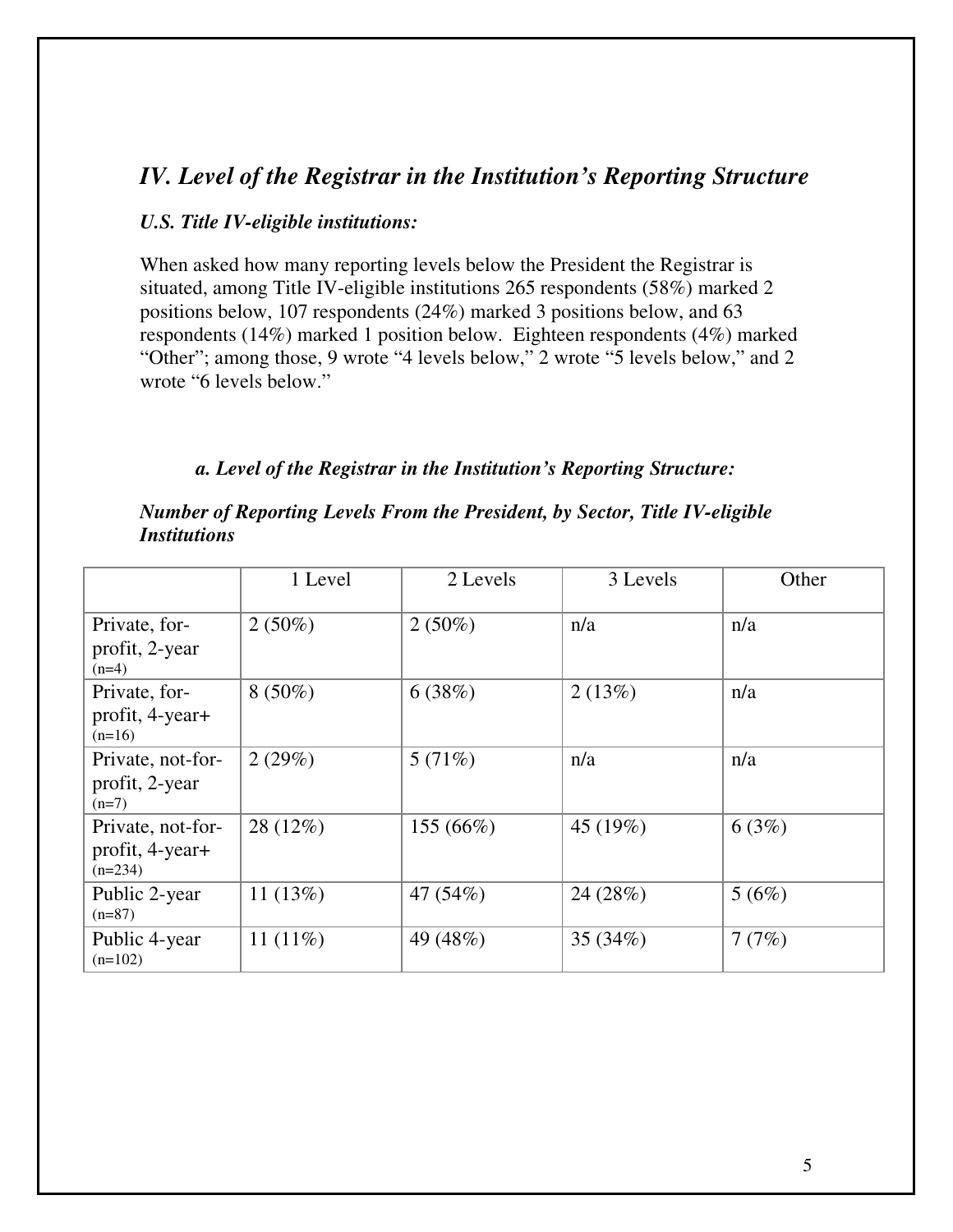## *IV. Level of the Registrar in the Institution's Reporting Structure*

***U.S. Title IV-eligible institutions:***

When asked how many reporting levels below the President the Registrar is situated, among Title IV-eligible institutions 265 respondents (58%) marked 2 positions below, 107 respondents (24%) marked 3 positions below, and 63 respondents (14%) marked 1 position below. Eighteen respondents (4%) marked "Other"; among those, 9 wrote "4 levels below," 2 wrote "5 levels below," and 2 wrote "6 levels below."

### *a. Level of the Registrar in the Institution's Reporting Structure:*

***Number of Reporting Levels From the President, by Sector, Title IV-eligible Institutions***

| | 1 Level | 2 Levels | 3 Levels | Other |
|---|---|---|---|---|
| Private, for-profit, 2-year (n=4) | 2 (50%) | 2 (50%) | n/a | n/a |
| Private, for-profit, 4-year+ (n=16) | 8 (50%) | 6 (38%) | 2 (13%) | n/a |
| Private, not-for-profit, 2-year (n=7) | 2 (29%) | 5 (71%) | n/a | n/a |
| Private, not-for-profit, 4-year+ (n=234) | 28 (12%) | 155 (66%) | 45 (19%) | 6 (3%) |
| Public 2-year (n=87) | 11 (13%) | 47 (54%) | 24 (28%) | 5 (6%) |
| Public 4-year (n=102) | 11 (11%) | 49 (48%) | 35 (34%) | 7 (7%) |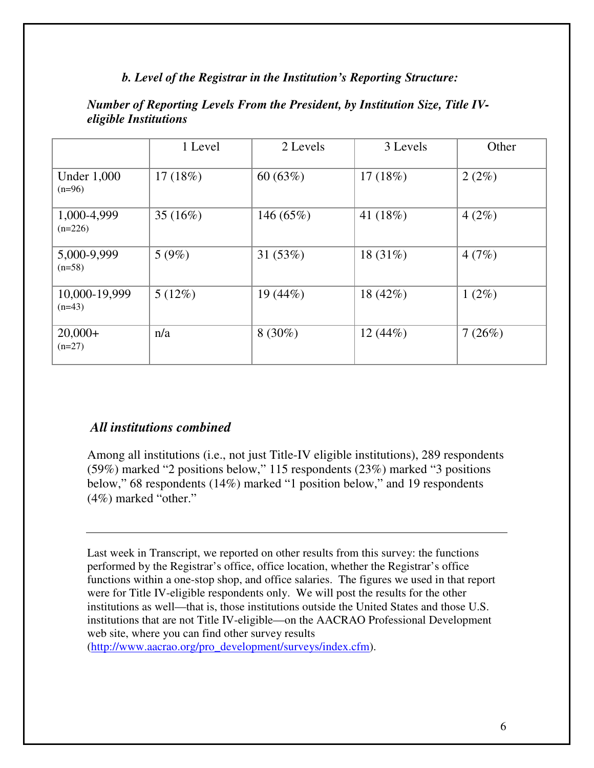### *b. Level of the Registrar in the Institution's Reporting Structure:*

***Number of Reporting Levels From the President, by Institution Size, Title IV-eligible Institutions***

| | 1 Level | 2 Levels | 3 Levels | Other |
|---|---|---|---|---|
| Under 1,000 (n=96) | 17 (18%) | 60 (63%) | 17 (18%) | 2 (2%) |
| 1,000-4,999 (n=226) | 35 (16%) | 146 (65%) | 41 (18%) | 4 (2%) |
| 5,000-9,999 (n=58) | 5 (9%) | 31 (53%) | 18 (31%) | 4 (7%) |
| 10,000-19,999 (n=43) | 5 (12%) | 19 (44%) | 18 (42%) | 1 (2%) |
| 20,000+ (n=27) | n/a | 8 (30%) | 12 (44%) | 7 (26%) |

### *All institutions combined*

Among all institutions (i.e., not just Title-IV eligible institutions), 289 respondents (59%) marked "2 positions below," 115 respondents (23%) marked "3 positions below," 68 respondents (14%) marked "1 position below," and 19 respondents (4%) marked "other."

---

Last week in Transcript, we reported on other results from this survey: the functions performed by the Registrar's office, office location, whether the Registrar's office functions within a one-stop shop, and office salaries. The figures we used in that report were for Title IV-eligible respondents only. We will post the results for the other institutions as well—that is, those institutions outside the United States and those U.S. institutions that are not Title IV-eligible—on the AACRAO Professional Development web site, where you can find other survey results (http://www.aacrao.org/pro_development/surveys/index.cfm).